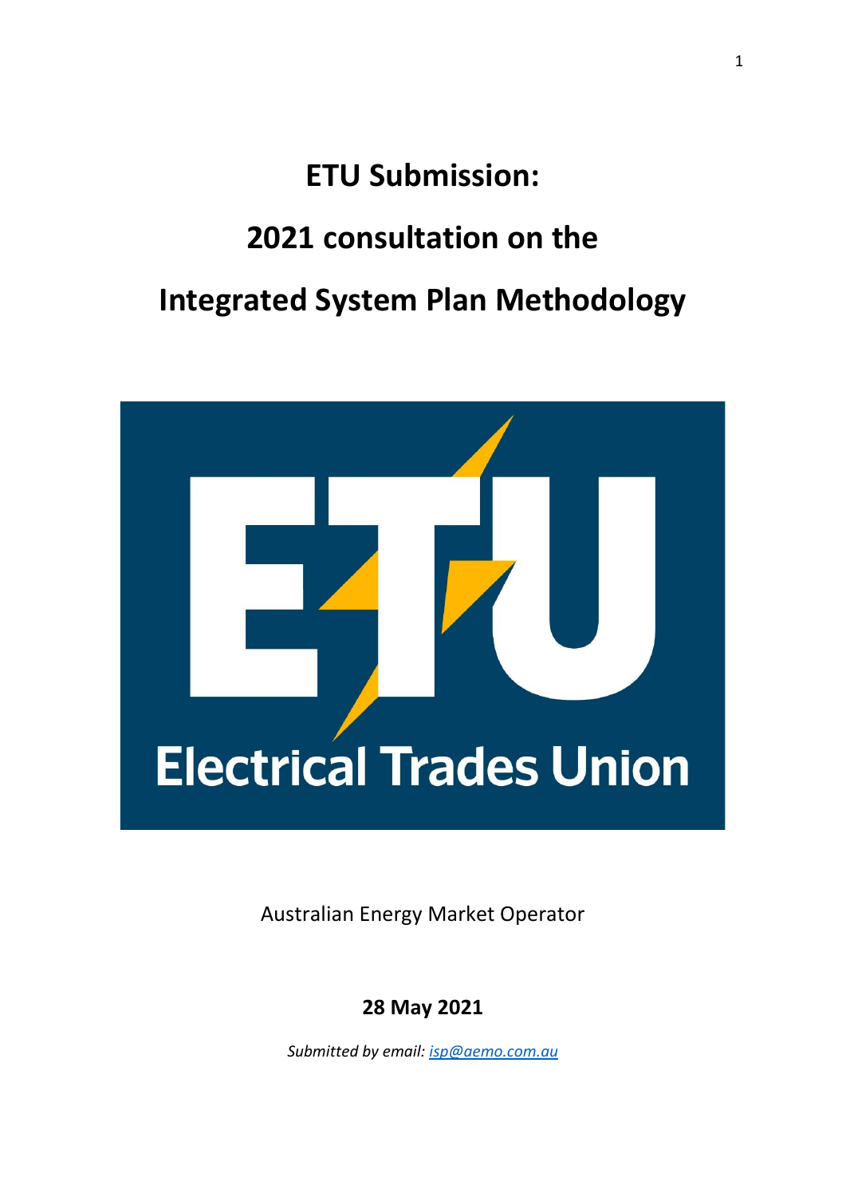# ETU Submission:

# 2021 consultation on the

# Integrated System Plan Methodology

Electrical Trades Union

Australian Energy Market Operator

**28 May 2021**

*Submitted by email: isp@aemo.com.au*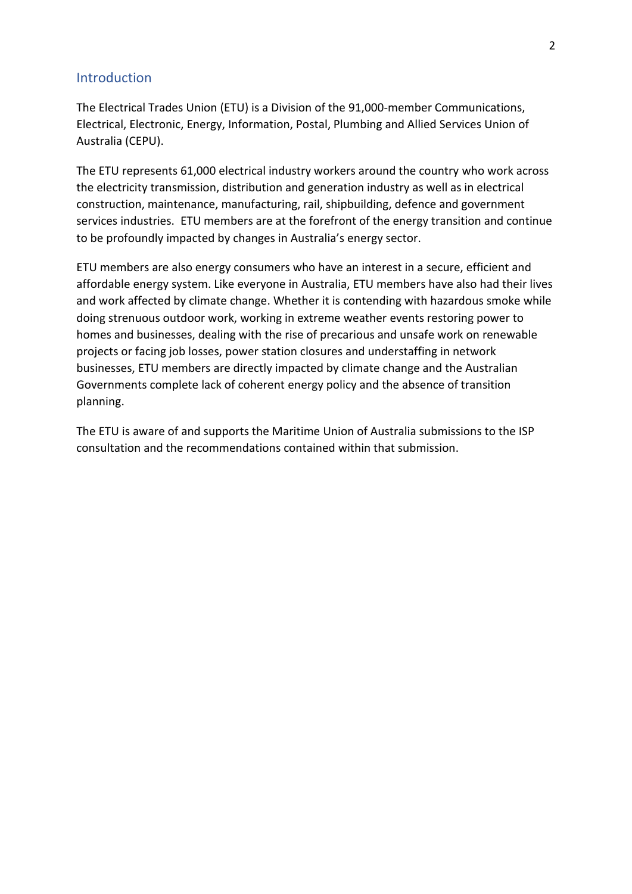## Introduction

The Electrical Trades Union (ETU) is a Division of the 91,000-member Communications, Electrical, Electronic, Energy, Information, Postal, Plumbing and Allied Services Union of Australia (CEPU).

The ETU represents 61,000 electrical industry workers around the country who work across the electricity transmission, distribution and generation industry as well as in electrical construction, maintenance, manufacturing, rail, shipbuilding, defence and government services industries. ETU members are at the forefront of the energy transition and continue to be profoundly impacted by changes in Australia's energy sector.

ETU members are also energy consumers who have an interest in a secure, efficient and affordable energy system. Like everyone in Australia, ETU members have also had their lives and work affected by climate change. Whether it is contending with hazardous smoke while doing strenuous outdoor work, working in extreme weather events restoring power to homes and businesses, dealing with the rise of precarious and unsafe work on renewable projects or facing job losses, power station closures and understaffing in network businesses, ETU members are directly impacted by climate change and the Australian Governments complete lack of coherent energy policy and the absence of transition planning.

The ETU is aware of and supports the Maritime Union of Australia submissions to the ISP consultation and the recommendations contained within that submission.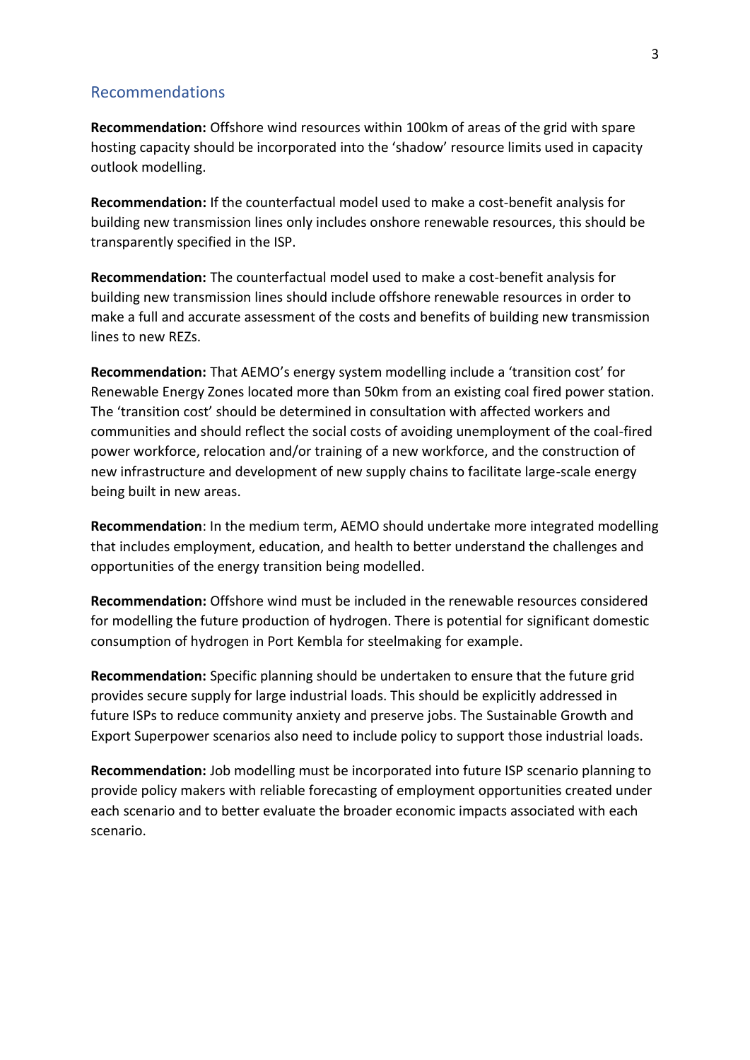## Recommendations

**Recommendation:** Offshore wind resources within 100km of areas of the grid with spare hosting capacity should be incorporated into the 'shadow' resource limits used in capacity outlook modelling.

**Recommendation:** If the counterfactual model used to make a cost-benefit analysis for building new transmission lines only includes onshore renewable resources, this should be transparently specified in the ISP.

**Recommendation:** The counterfactual model used to make a cost-benefit analysis for building new transmission lines should include offshore renewable resources in order to make a full and accurate assessment of the costs and benefits of building new transmission lines to new REZs.

**Recommendation:** That AEMO's energy system modelling include a 'transition cost' for Renewable Energy Zones located more than 50km from an existing coal fired power station. The 'transition cost' should be determined in consultation with affected workers and communities and should reflect the social costs of avoiding unemployment of the coal-fired power workforce, relocation and/or training of a new workforce, and the construction of new infrastructure and development of new supply chains to facilitate large-scale energy being built in new areas.

**Recommendation**: In the medium term, AEMO should undertake more integrated modelling that includes employment, education, and health to better understand the challenges and opportunities of the energy transition being modelled.

**Recommendation:** Offshore wind must be included in the renewable resources considered for modelling the future production of hydrogen. There is potential for significant domestic consumption of hydrogen in Port Kembla for steelmaking for example.

**Recommendation:** Specific planning should be undertaken to ensure that the future grid provides secure supply for large industrial loads. This should be explicitly addressed in future ISPs to reduce community anxiety and preserve jobs. The Sustainable Growth and Export Superpower scenarios also need to include policy to support those industrial loads.

**Recommendation:** Job modelling must be incorporated into future ISP scenario planning to provide policy makers with reliable forecasting of employment opportunities created under each scenario and to better evaluate the broader economic impacts associated with each scenario.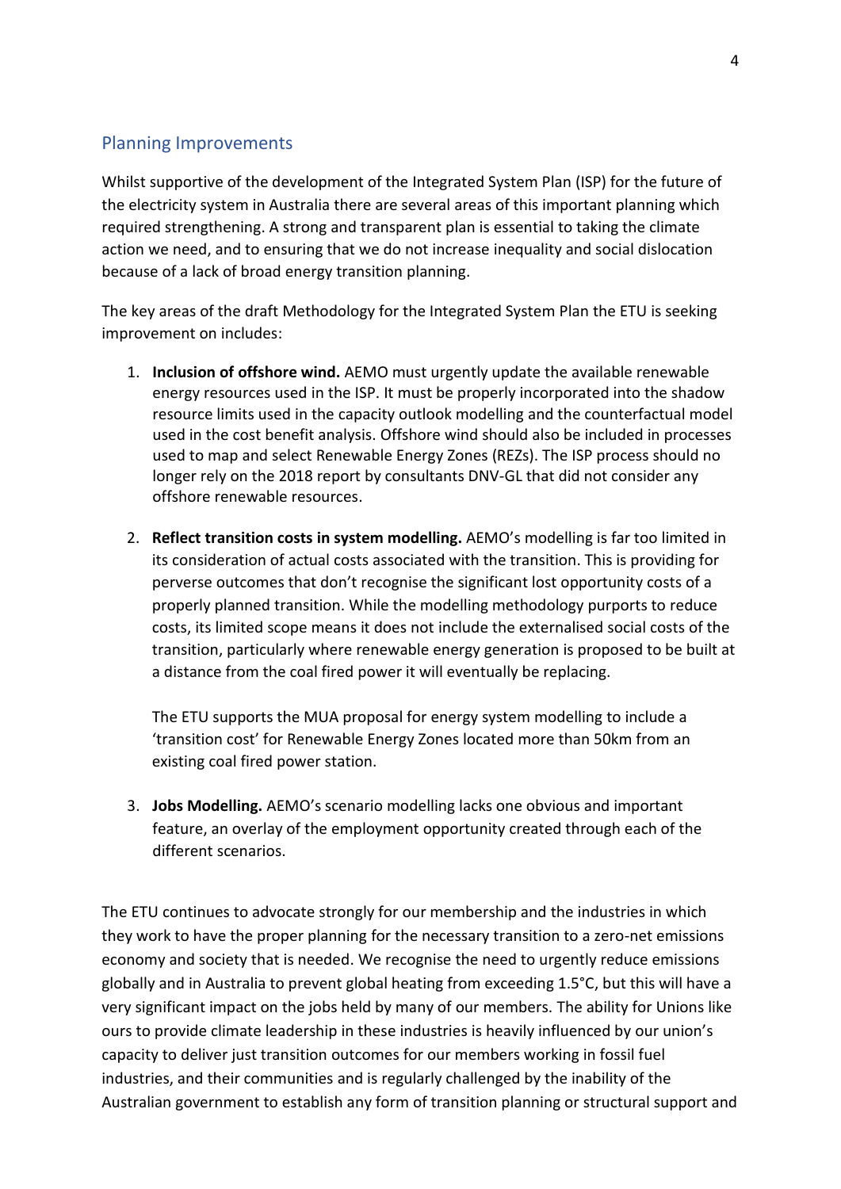## Planning Improvements

Whilst supportive of the development of the Integrated System Plan (ISP) for the future of the electricity system in Australia there are several areas of this important planning which required strengthening. A strong and transparent plan is essential to taking the climate action we need, and to ensuring that we do not increase inequality and social dislocation because of a lack of broad energy transition planning.

The key areas of the draft Methodology for the Integrated System Plan the ETU is seeking improvement on includes:

1. **Inclusion of offshore wind.** AEMO must urgently update the available renewable energy resources used in the ISP. It must be properly incorporated into the shadow resource limits used in the capacity outlook modelling and the counterfactual model used in the cost benefit analysis. Offshore wind should also be included in processes used to map and select Renewable Energy Zones (REZs). The ISP process should no longer rely on the 2018 report by consultants DNV-GL that did not consider any offshore renewable resources.

2. **Reflect transition costs in system modelling.** AEMO's modelling is far too limited in its consideration of actual costs associated with the transition. This is providing for perverse outcomes that don't recognise the significant lost opportunity costs of a properly planned transition. While the modelling methodology purports to reduce costs, its limited scope means it does not include the externalised social costs of the transition, particularly where renewable energy generation is proposed to be built at a distance from the coal fired power it will eventually be replacing.

   The ETU supports the MUA proposal for energy system modelling to include a 'transition cost' for Renewable Energy Zones located more than 50km from an existing coal fired power station.

3. **Jobs Modelling.** AEMO's scenario modelling lacks one obvious and important feature, an overlay of the employment opportunity created through each of the different scenarios.

The ETU continues to advocate strongly for our membership and the industries in which they work to have the proper planning for the necessary transition to a zero-net emissions economy and society that is needed. We recognise the need to urgently reduce emissions globally and in Australia to prevent global heating from exceeding 1.5°C, but this will have a very significant impact on the jobs held by many of our members. The ability for Unions like ours to provide climate leadership in these industries is heavily influenced by our union's capacity to deliver just transition outcomes for our members working in fossil fuel industries, and their communities and is regularly challenged by the inability of the Australian government to establish any form of transition planning or structural support and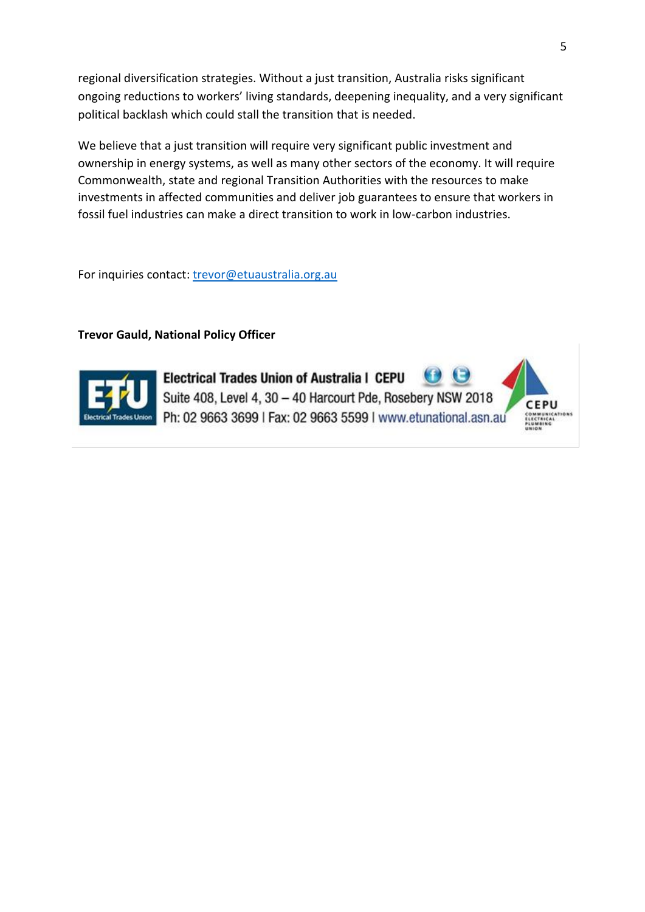regional diversification strategies. Without a just transition, Australia risks significant ongoing reductions to workers' living standards, deepening inequality, and a very significant political backlash which could stall the transition that is needed.

We believe that a just transition will require very significant public investment and ownership in energy systems, as well as many other sectors of the economy. It will require Commonwealth, state and regional Transition Authorities with the resources to make investments in affected communities and deliver job guarantees to ensure that workers in fossil fuel industries can make a direct transition to work in low-carbon industries.

For inquiries contact: trevor@etuaustralia.org.au

**Trevor Gauld, National Policy Officer**

Electrical Trades Union of Australia | CEPU
Suite 408, Level 4, 30 – 40 Harcourt Pde, Rosebery NSW 2018
Ph: 02 9663 3699 | Fax: 02 9663 5599 | www.etunational.asn.au